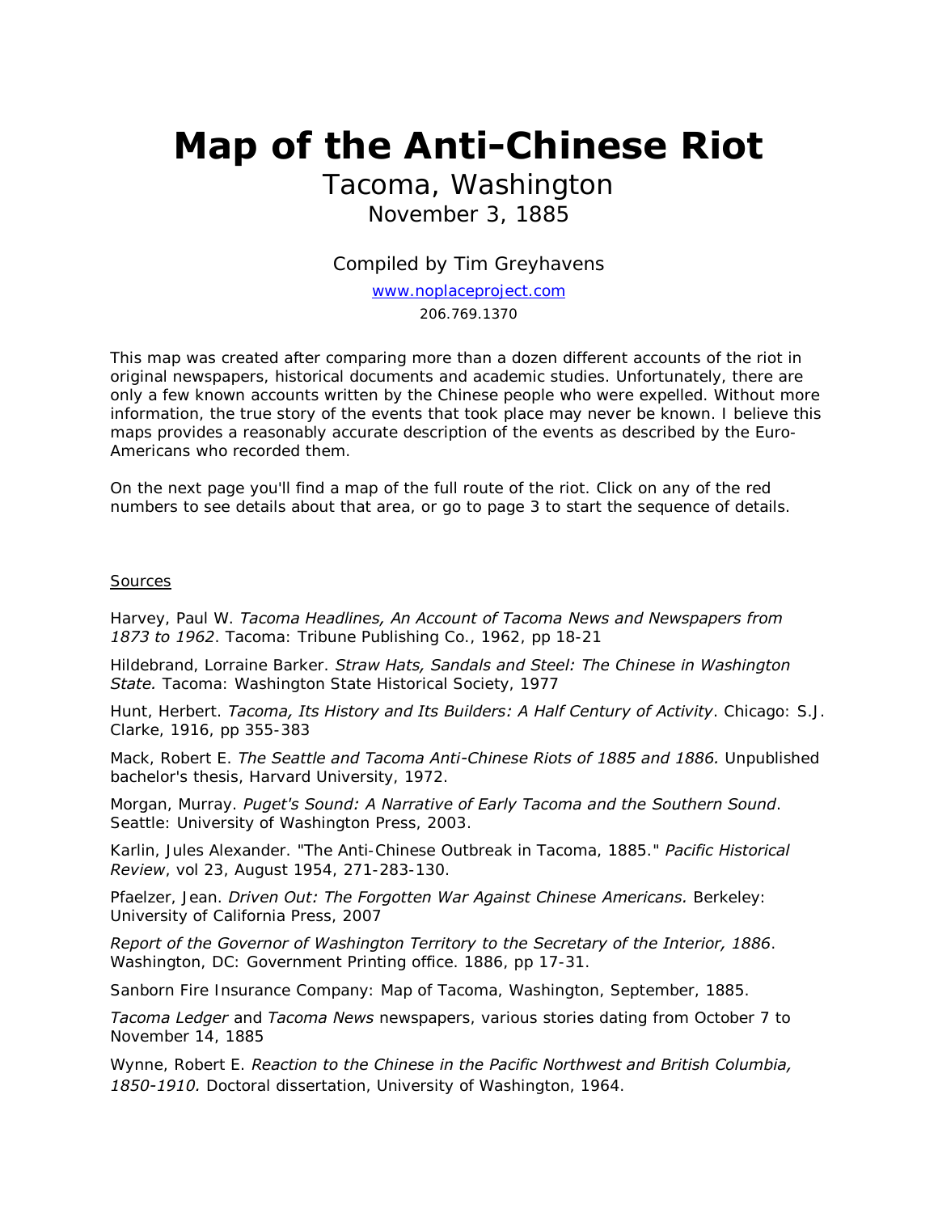# Map of the Anti-Chinese Riot

## Tacoma, Washington

### November 3, 1885

Compiled by Tim Greyhavens

[www.noplaceproject.com](http://www.noplaceproject.com)

206.769.1370

This map was created after comparing more than a dozen different accounts of the riot in original newspapers, historical documents and academic studies. Unfortunately, there are only a few known accounts written by the Chinese people who were expelled. Without more information, the true story of the events that took place may never be known. I believe this maps provides a reasonably accurate description of the events as described by the Euro-Americans who recorded them.

On the next page you'll find a map of the full route of the riot. Click on any of the red numbers to see details about that area, or go to page 3 to start the sequence of details.

Sources

Harvey, Paul W. *Tacoma Headlines, An Account of Tacoma News and Newspapers from 1873 to 1962*. Tacoma: Tribune Publishing Co., 1962, pp 18-21

Hildebrand, Lorraine Barker. *Straw Hats, Sandals and Steel: The Chinese in Washington State.* Tacoma: Washington State Historical Society, 1977

Hunt, Herbert. *Tacoma, Its History and Its Builders: A Half Century of Activity*. Chicago: S.J. Clarke, 1916, pp 355-383

Mack, Robert E. *The Seattle and Tacoma Anti-Chinese Riots of 1885 and 1886.* Unpublished bachelor's thesis, Harvard University, 1972.

Morgan, Murray. *Puget's Sound: A Narrative of Early Tacoma and the Southern Sound*. Seattle: University of Washington Press, 2003.

Karlin, Jules Alexander. "The Anti-Chinese Outbreak in Tacoma, 1885." *Pacific Historical Review*, vol 23, August 1954, 271-283-130.

Pfaelzer, Jean. *Driven Out: The Forgotten War Against Chinese Americans.* Berkeley: University of California Press, 2007

*Report of the Governor of Washington Territory to the Secretary of the Interior, 1886*. Washington, DC: Government Printing office. 1886, pp 17-31.

Sanborn Fire Insurance Company: Map of Tacoma, Washington, September, 1885.

*Tacoma Ledger* and *Tacoma News* newspapers, various stories dating from October 7 to November 14, 1885

Wynne, Robert E. *Reaction to the Chinese in the Pacific Northwest and British Columbia, 1850-1910.* Doctoral dissertation, University of Washington, 1964.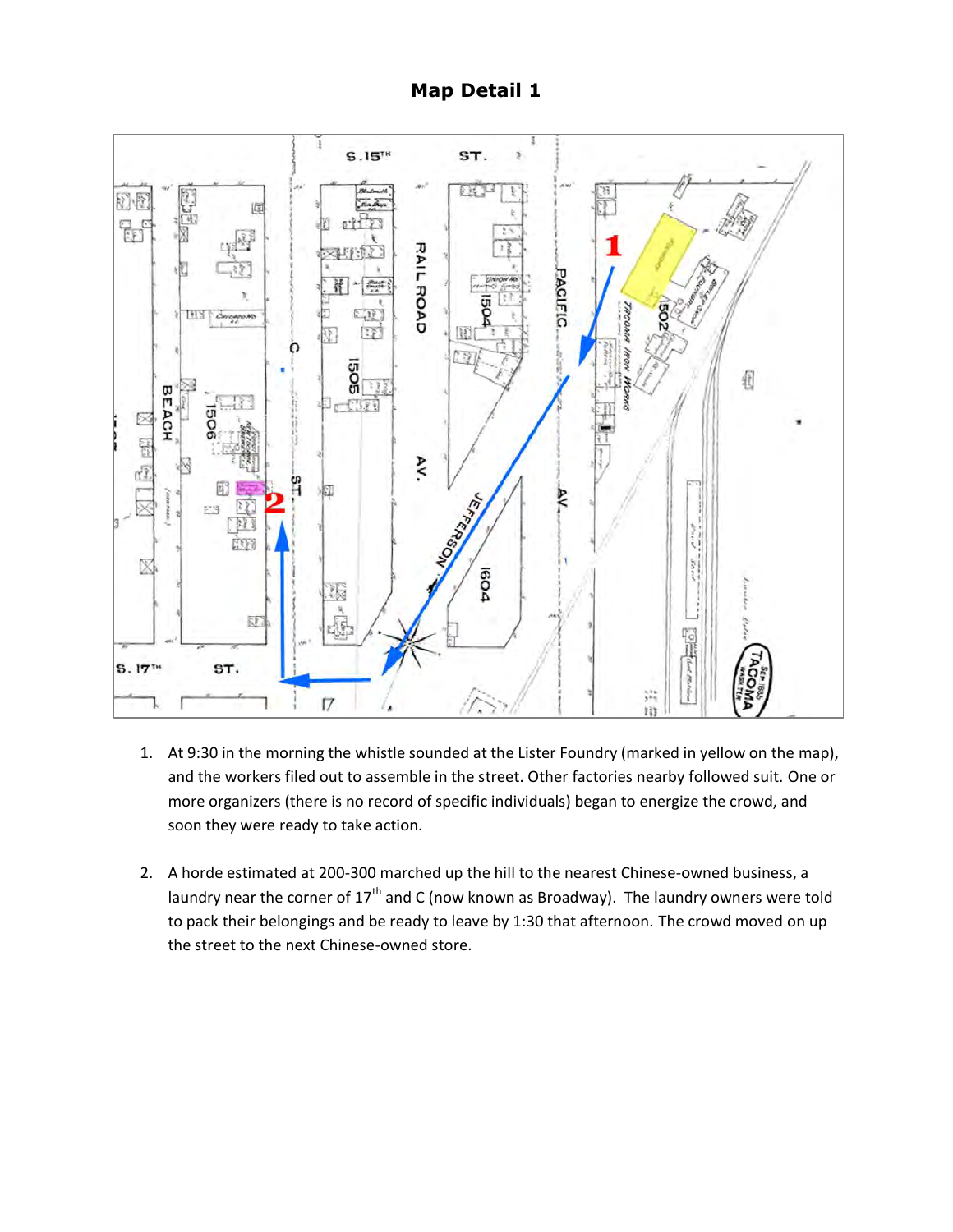# Map Detail 1

1. At 9:30 in the morning the whistle sounded at the Lister Foundry (marked in yellow on the map), and the workers filed out to assemble in the street. Other factories nearby followed suit. One or more organizers (there is no record of specific individuals) began to energize the crowd, and soon they were ready to take action.

2. A horde estimated at 200-300 marched up the hill to the nearest Chinese-owned business, a laundry near the corner of 17th and C (now known as Broadway). The laundry owners were told to pack their belongings and be ready to leave by 1:30 that afternoon. The crowd moved on up the street to the next Chinese-owned store.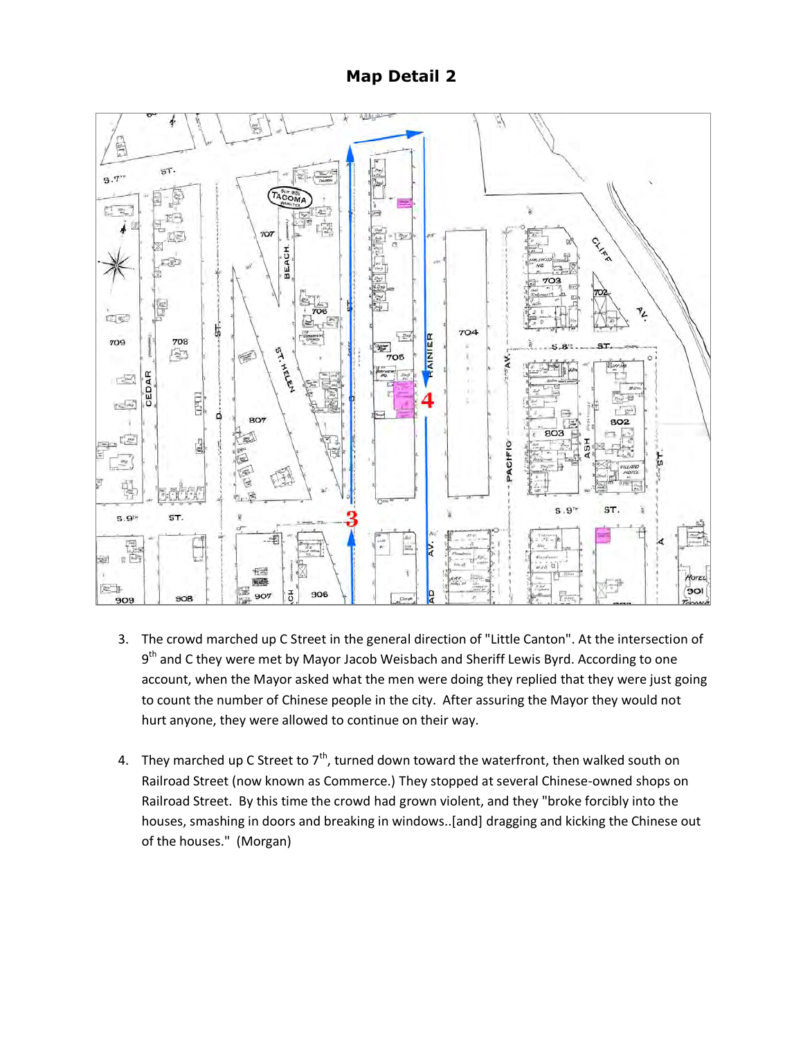## Map Detail 2

3. The crowd marched up C Street in the general direction of "Little Canton". At the intersection of 9th and C they were met by Mayor Jacob Weisbach and Sheriff Lewis Byrd. According to one account, when the Mayor asked what the men were doing they replied that they were just going to count the number of Chinese people in the city. After assuring the Mayor they would not hurt anyone, they were allowed to continue on their way.

4. They marched up C Street to 7th, turned down toward the waterfront, then walked south on Railroad Street (now known as Commerce.) They stopped at several Chinese-owned shops on Railroad Street. By this time the crowd had grown violent, and they "broke forcibly into the houses, smashing in doors and breaking in windows..[and] dragging and kicking the Chinese out of the houses." (Morgan)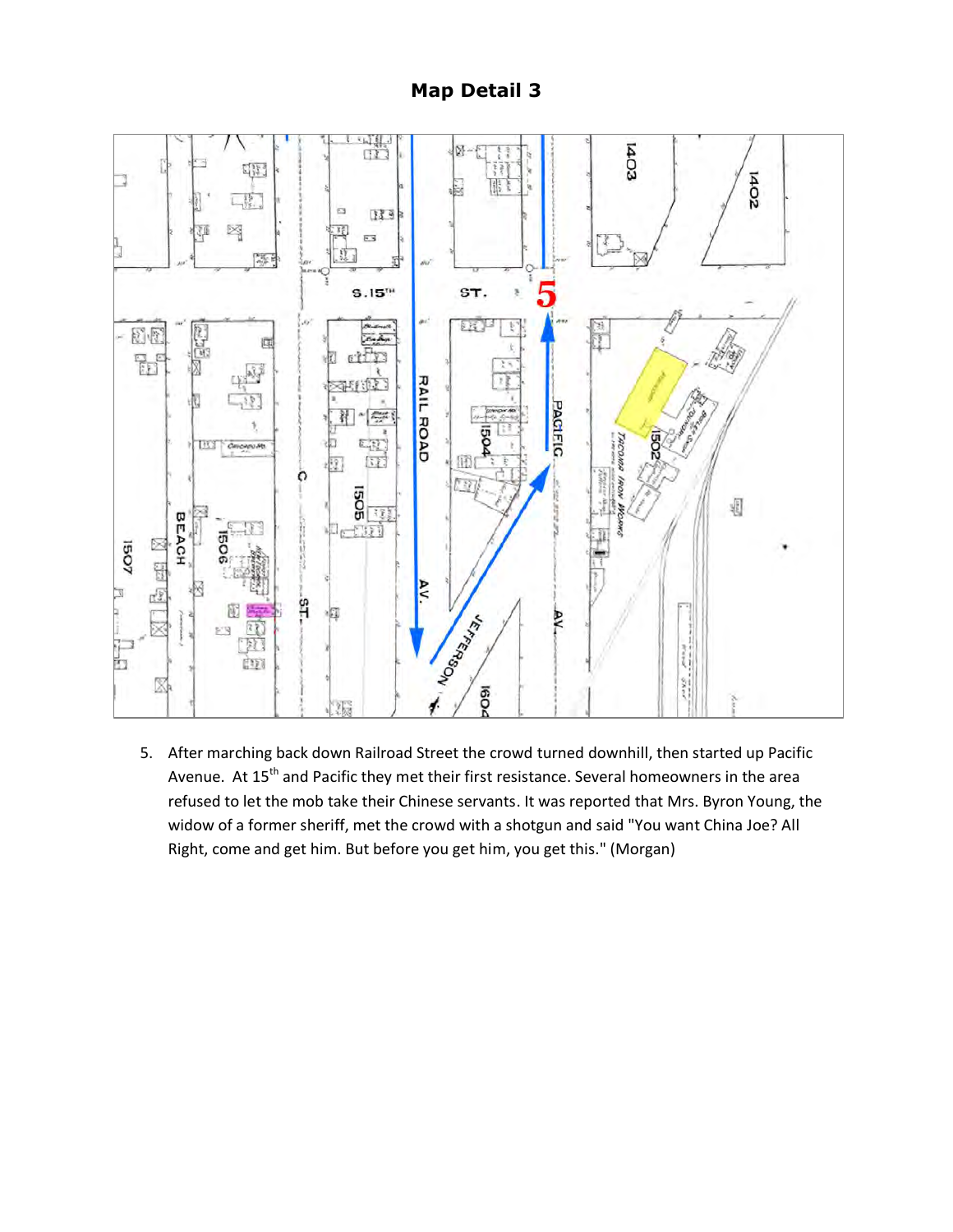## Map Detail 3

5. After marching back down Railroad Street the crowd turned downhill, then started up Pacific Avenue. At 15th and Pacific they met their first resistance. Several homeowners in the area refused to let the mob take their Chinese servants. It was reported that Mrs. Byron Young, the widow of a former sheriff, met the crowd with a shotgun and said "You want China Joe? All Right, come and get him. But before you get him, you get this." (Morgan)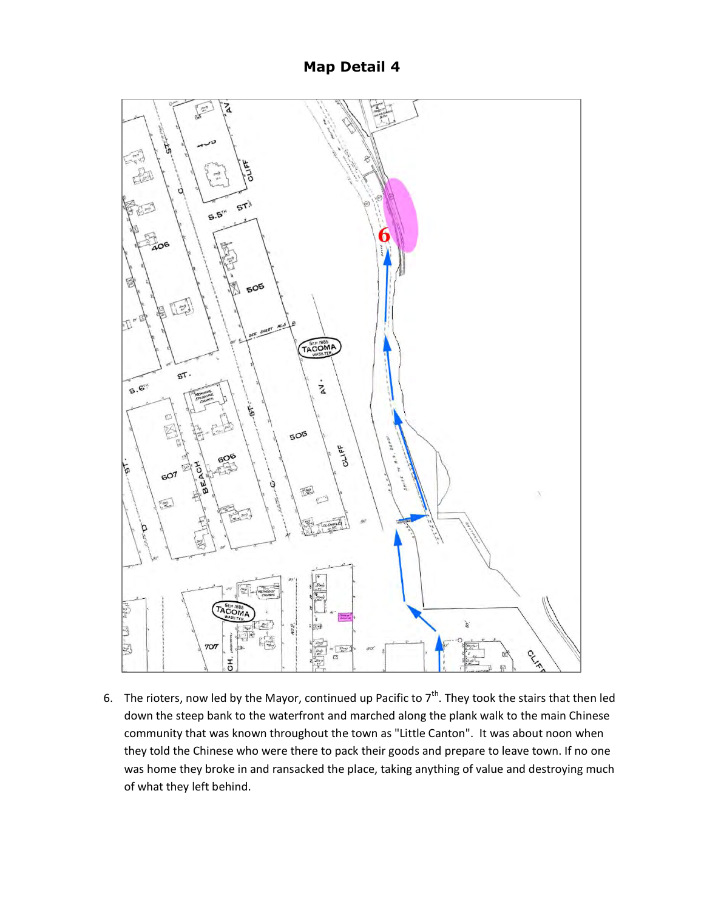## Map Detail 4

6. The rioters, now led by the Mayor, continued up Pacific to 7th. They took the stairs that then led down the steep bank to the waterfront and marched along the plank walk to the main Chinese community that was known throughout the town as "Little Canton". It was about noon when they told the Chinese who were there to pack their goods and prepare to leave town. If no one was home they broke in and ransacked the place, taking anything of value and destroying much of what they left behind.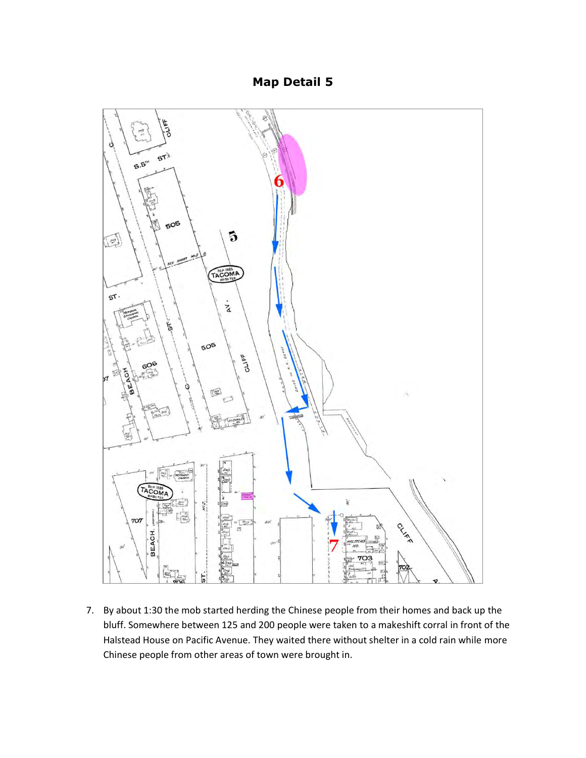## Map Detail 5

7. By about 1:30 the mob started herding the Chinese people from their homes and back up the bluff. Somewhere between 125 and 200 people were taken to a makeshift corral in front of the Halstead House on Pacific Avenue. They waited there without shelter in a cold rain while more Chinese people from other areas of town were brought in.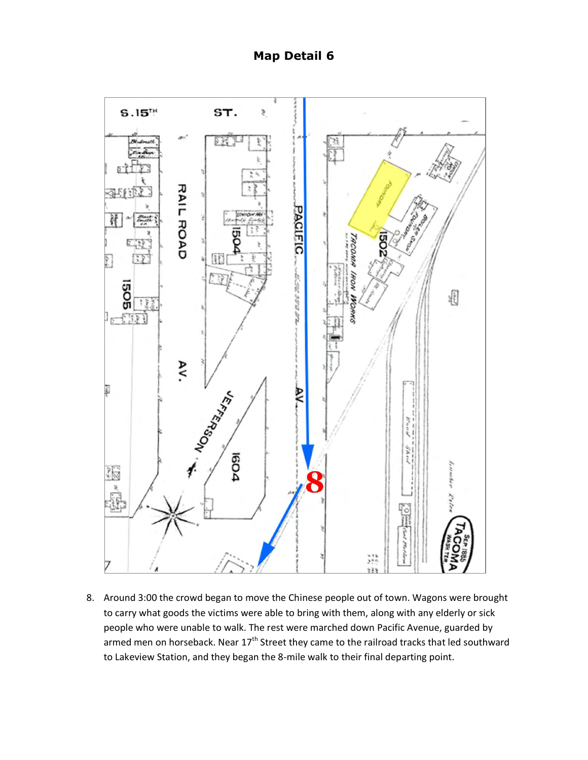## Map Detail 6

8. Around 3:00 the crowd began to move the Chinese people out of town. Wagons were brought to carry what goods the victims were able to bring with them, along with any elderly or sick people who were unable to walk. The rest were marched down Pacific Avenue, guarded by armed men on horseback. Near 17th Street they came to the railroad tracks that led southward to Lakeview Station, and they began the 8-mile walk to their final departing point.